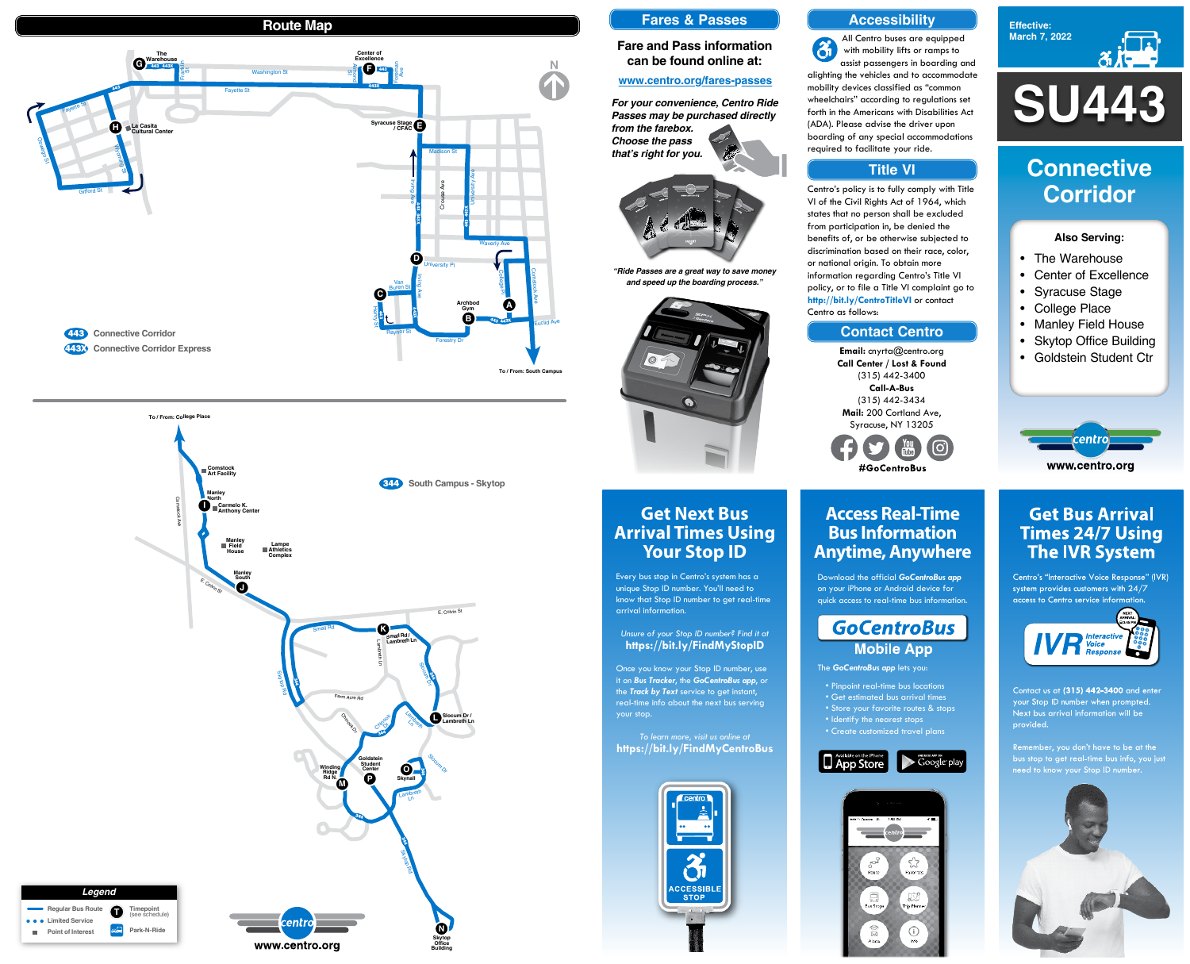# Route Map

The Warehouse (G) · Center of Excellence (F) · La Casita Cultural Center (H) · Syracuse Stage / CFAC (E) · University Pl (D) · Van Buren St (C) · Archbold Gym (B) · (A)

Washington St · Fayette St · Franklin St · Almond St · Forman Ave · Oswego St · Wyoming St · Gifford St · Madison St · Irving Ave · Crouse Ave · University Ave · Waverly Ave · College Pl · Comstock Ave · Henry St · Raynor St · Forestry Dr · Euclid Ave

To / From: South Campus

N

443 Connective Corridor

443X Connective Corridor Express

To / From: College Place

Comstock Art Facility · Manley North (I) · Carmelo K. Anthony Center · Manley Field House · Lampe Athletics Complex · Manley South (J) · Small Rd / Lambreth Ln (K) · Slocum Dr / Lambreth Ln (L) · Winding Ridge Rd N (M) · Goldstein Student Center (P) · Skyhall (O) · Skytop Office Building (N)

Comstock Ave · E. Colvin St · Small Rd · Lambreth Ln · Skytop Rd · Farm Acre Rd · Slocum Dr · Chinook Dr · Ostrom Ave

344 South Campus - Skytop

**Legend**

- Regular Bus Route
- Limited Service
- Point of Interest
- Timepoint (see schedule)
- Park-N-Ride

centro
www.centro.org

## Fares & Passes

**Fare and Pass information can be found online at:**

www.centro.org/fares-passes

***For your convenience, Centro Ride Passes may be purchased directly from the farebox. Choose the pass that's right for you.***

*"Ride Passes are a great way to save money and speed up the boarding process."*

## Accessibility

All Centro buses are equipped with mobility lifts or ramps to assist passengers in boarding and alighting the vehicles and to accommodate mobility devices classified as "common wheelchairs" according to regulations set forth in the Americans with Disabilities Act (ADA). Please advise the driver upon boarding of any special accommodations required to facilitate your ride.

## Title VI

Centro's policy is to fully comply with Title VI of the Civil Rights Act of 1964, which states that no person shall be excluded from participation in, be denied the benefits of, or be otherwise subjected to discrimination based on their race, color, or national origin. To obtain more information regarding Centro's Title VI policy, or to file a Title VI complaint go to http://bit.ly/CentroTitleVI or contact Centro as follows:

## Contact Centro

**Email:** cnyrta@centro.org
**Call Center / Lost & Found**
(315) 442-3400
**Call-A-Bus**
(315) 442-3434
**Mail:** 200 Cortland Ave, Syracuse, NY 13205

#GoCentroBus

Effective:
March 7, 2022

# SU443

## Connective Corridor

**Also Serving:**

- The Warehouse
- Center of Excellence
- Syracuse Stage
- College Place
- Manley Field House
- Skytop Office Building
- Goldstein Student Ctr

centro
www.centro.org

## Get Next Bus Arrival Times Using Your Stop ID

Every bus stop in Centro's system has a unique Stop ID number. You'll need to know that Stop ID number to get real-time arrival information.

*Unsure of your Stop ID number? Find it at*
**https://bit.ly/FindMyStopID**

Once you know your Stop ID number, use it on ***Bus Tracker***, the ***GoCentroBus app***, or the ***Track by Text*** service to get instant, real-time info about the next bus serving your stop.

*To learn more, visit us online at*
**https://bit.ly/FindMyCentroBus**

ACCESSIBLE STOP

## Access Real-Time Bus Information Anytime, Anywhere

Download the official ***GoCentroBus app*** on your iPhone or Android device for quick access to real-time bus information.

**GoCentroBus Mobile App**

The ***GoCentroBus app*** lets you:

- Pinpoint real-time bus locations
- Get estimated bus arrival times
- Store your favorite routes & stops
- Identify the nearest stops
- Create customized travel plans

Available on the iPhone App Store · Google play

## Get Bus Arrival Times 24/7 Using The IVR System

Centro's "Interactive Voice Response" (IVR) system provides customers with 24/7 access to Centro service information.

IVR Interactive Voice Response

Contact us at **(315) 442-3400** and enter your Stop ID number when prompted. Next bus arrival information will be provided.

Remember, you don't have to be at the bus stop to get real-time bus info, you just need to know your Stop ID number.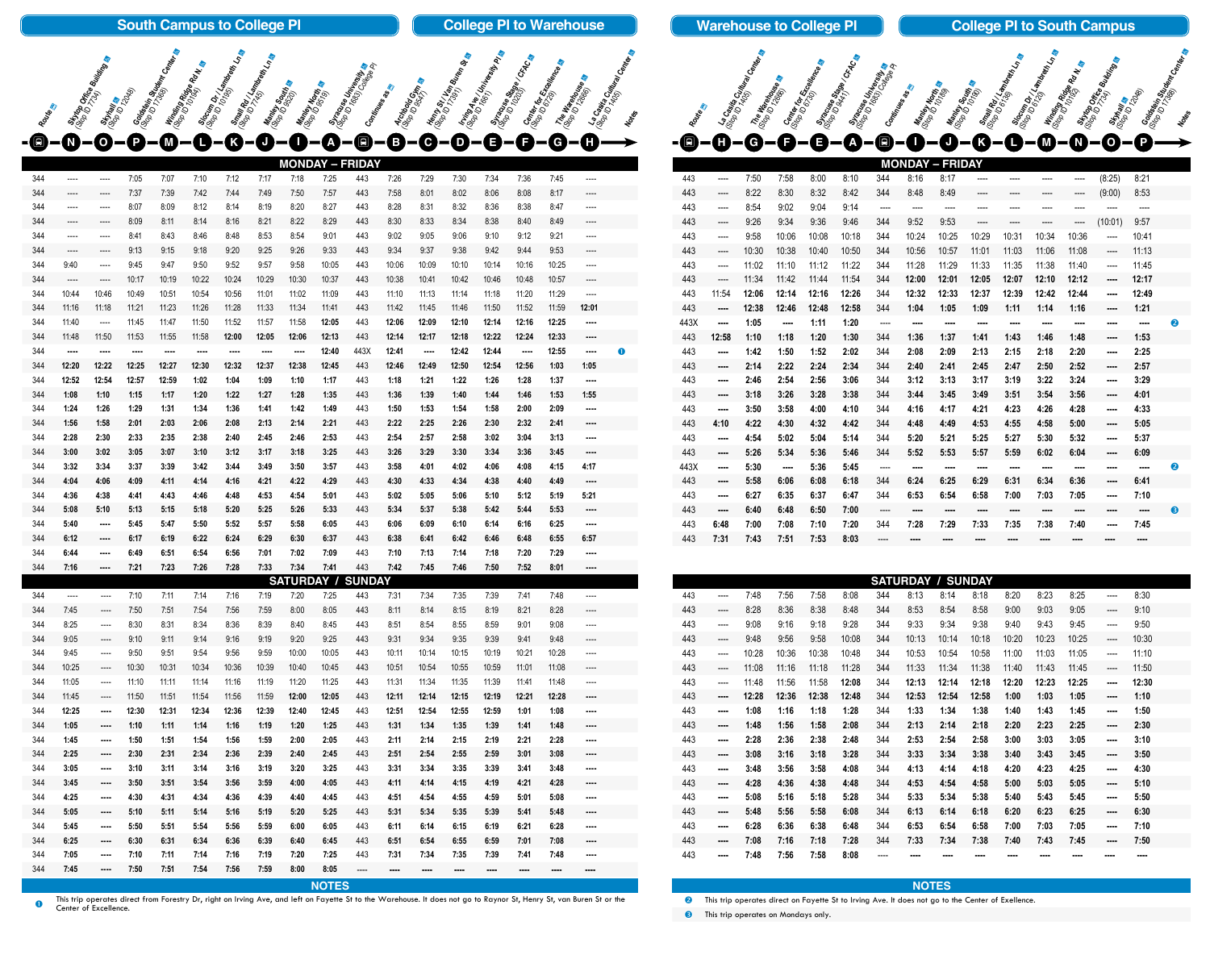## South Campus to College Pl / College Pl to Warehouse

| Route | N Skytop Office Building (Stop ID 7734) | O Skyhall (Stop ID 2048) | P Goldstein Student Center (Stop ID 17398) | M Winding Ridge Rd N. (Stop ID 10194) | L Slocum Dr / Lambreth Ln (Stop ID 10196) | K Small Rd / Lambreth Ln (Stop ID 7745) | J Manley South (Stop ID 9620) | I Manley North (Stop ID 9619) | A Syracuse University College Pl (Stop ID 1683) | Continues as | B Archbold Gym (Stop ID 9547) | C Henry St / Van Buren St (Stop ID 17391) | D Irving Ave / University Pl (Stop ID 1651) | E Syracuse Stage / CFAC (Stop ID 10203) | F Center for Excellence (Stop ID 6729) | G The Warehouse (Stop ID 12686) | H La Casita Cultural Center (Stop ID 1405) | Notes |
|---|---|---|---|---|---|---|---|---|---|---|---|---|---|---|---|---|---|---|
| **MONDAY – FRIDAY** | | | | | | | | | | | | | | | | | | |
| 344 | ---- | ---- | 7:05 | 7:07 | 7:10 | 7:12 | 7:17 | 7:18 | 7:25 | 443 | 7:26 | 7:29 | 7:30 | 7:34 | 7:36 | 7:45 | ---- | |
| 344 | ---- | ---- | 7:37 | 7:39 | 7:42 | 7:44 | 7:49 | 7:50 | 7:57 | 443 | 7:58 | 8:01 | 8:02 | 8:06 | 8:08 | 8:17 | ---- | |
| 344 | ---- | ---- | 8:07 | 8:09 | 8:12 | 8:14 | 8:19 | 8:20 | 8:27 | 443 | 8:28 | 8:31 | 8:32 | 8:36 | 8:38 | 8:47 | ---- | |
| 344 | ---- | ---- | 8:09 | 8:11 | 8:14 | 8:16 | 8:21 | 8:22 | 8:29 | 443 | 8:30 | 8:33 | 8:34 | 8:38 | 8:40 | 8:49 | ---- | |
| 344 | ---- | ---- | 8:41 | 8:43 | 8:46 | 8:48 | 8:53 | 8:54 | 9:01 | 443 | 9:02 | 9:05 | 9:06 | 9:10 | 9:12 | 9:21 | ---- | |
| 344 | ---- | ---- | 9:13 | 9:15 | 9:18 | 9:20 | 9:25 | 9:26 | 9:33 | 443 | 9:34 | 9:37 | 9:38 | 9:42 | 9:44 | 9:53 | ---- | |
| 344 | 9:40 | ---- | 9:45 | 9:47 | 9:50 | 9:52 | 9:57 | 9:58 | 10:05 | 443 | 10:06 | 10:09 | 10:10 | 10:14 | 10:16 | 10:25 | ---- | |
| 344 | ---- | ---- | 10:17 | 10:19 | 10:22 | 10:24 | 10:29 | 10:30 | 10:37 | 443 | 10:38 | 10:41 | 10:42 | 10:46 | 10:48 | 10:57 | ---- | |
| 344 | 10:44 | 10:46 | 10:49 | 10:51 | 10:54 | 10:56 | 11:01 | 11:02 | 11:09 | 443 | 11:10 | 11:13 | 11:14 | 11:18 | 11:20 | 11:29 | ---- | |
| 344 | 11:16 | 11:18 | 11:21 | 11:23 | 11:26 | 11:28 | 11:33 | 11:34 | 11:41 | 443 | 11:42 | 11:45 | 11:46 | 11:50 | 11:52 | 11:59 | 12:01 | |
| 344 | 11:40 | ---- | 11:45 | 11:47 | 11:50 | 11:52 | 11:57 | 11:58 | 12:05 | 443 | 12:06 | 12:09 | 12:10 | 12:14 | 12:16 | 12:25 | ---- | |
| 344 | 11:48 | 11:50 | 11:53 | 11:55 | 11:58 | 12:00 | 12:05 | 12:06 | 12:13 | 443 | 12:14 | 12:17 | 12:18 | 12:22 | 12:24 | 12:33 | ---- | |
| 344 | ---- | ---- | ---- | ---- | ---- | ---- | ---- | ---- | 12:40 | 443X | 12:41 | ---- | 12:42 | 12:44 | ---- | 12:55 | ---- | 1 |
| 344 | 12:20 | 12:22 | 12:25 | 12:27 | 12:30 | 12:32 | 12:37 | 12:38 | 12:45 | 443 | 12:46 | 12:49 | 12:50 | 12:54 | 12:56 | 1:03 | 1:05 | |
| 344 | 12:52 | 12:54 | 12:57 | 12:59 | 1:02 | 1:04 | 1:09 | 1:10 | 1:17 | 443 | 1:18 | 1:21 | 1:22 | 1:26 | 1:28 | 1:37 | ---- | |
| 344 | 1:08 | 1:10 | 1:15 | 1:17 | 1:20 | 1:22 | 1:27 | 1:28 | 1:35 | 443 | 1:36 | 1:39 | 1:40 | 1:44 | 1:46 | 1:53 | 1:55 | |
| 344 | 1:24 | 1:26 | 1:29 | 1:31 | 1:34 | 1:36 | 1:41 | 1:42 | 1:49 | 443 | 1:50 | 1:53 | 1:54 | 1:58 | 2:00 | 2:09 | ---- | |
| 344 | 1:56 | 1:58 | 2:01 | 2:03 | 2:06 | 2:08 | 2:13 | 2:14 | 2:21 | 443 | 2:22 | 2:25 | 2:26 | 2:30 | 2:32 | 2:41 | ---- | |
| 344 | 2:28 | 2:30 | 2:33 | 2:35 | 2:38 | 2:40 | 2:45 | 2:46 | 2:53 | 443 | 2:54 | 2:57 | 2:58 | 3:02 | 3:04 | 3:13 | ---- | |
| 344 | 3:00 | 3:02 | 3:05 | 3:07 | 3:10 | 3:12 | 3:17 | 3:18 | 3:25 | 443 | 3:26 | 3:29 | 3:30 | 3:34 | 3:36 | 3:45 | ---- | |
| 344 | 3:32 | 3:34 | 3:37 | 3:39 | 3:42 | 3:44 | 3:49 | 3:50 | 3:57 | 443 | 3:58 | 4:01 | 4:02 | 4:06 | 4:08 | 4:15 | 4:17 | |
| 344 | 4:04 | 4:06 | 4:09 | 4:11 | 4:14 | 4:16 | 4:21 | 4:22 | 4:29 | 443 | 4:30 | 4:33 | 4:34 | 4:38 | 4:40 | 4:49 | ---- | |
| 344 | 4:36 | 4:38 | 4:41 | 4:43 | 4:46 | 4:48 | 4:53 | 4:54 | 5:01 | 443 | 5:02 | 5:05 | 5:06 | 5:10 | 5:12 | 5:19 | 5:21 | |
| 344 | 5:08 | 5:10 | 5:13 | 5:15 | 5:18 | 5:20 | 5:25 | 5:26 | 5:33 | 443 | 5:34 | 5:37 | 5:38 | 5:42 | 5:44 | 5:53 | ---- | |
| 344 | 5:40 | ---- | 5:45 | 5:47 | 5:50 | 5:52 | 5:57 | 5:58 | 6:05 | 443 | 6:06 | 6:09 | 6:10 | 6:14 | 6:16 | 6:25 | ---- | |
| 344 | 6:12 | ---- | 6:17 | 6:19 | 6:22 | 6:24 | 6:29 | 6:30 | 6:37 | 443 | 6:38 | 6:41 | 6:42 | 6:46 | 6:48 | 6:55 | 6:57 | |
| 344 | 6:44 | ---- | 6:49 | 6:51 | 6:54 | 6:56 | 7:01 | 7:02 | 7:09 | 443 | 7:10 | 7:13 | 7:14 | 7:18 | 7:20 | 7:29 | ---- | |
| 344 | 7:16 | ---- | 7:21 | 7:23 | 7:26 | 7:28 | 7:33 | 7:34 | 7:41 | 443 | 7:42 | 7:45 | 7:46 | 7:50 | 7:52 | 8:01 | ---- | |
| **SATURDAY / SUNDAY** | | | | | | | | | | | | | | | | | | |
| 344 | ---- | ---- | 7:10 | 7:11 | 7:14 | 7:16 | 7:19 | 7:20 | 7:25 | 443 | 7:31 | 7:34 | 7:35 | 7:39 | 7:41 | 7:48 | ---- | |
| 344 | 7:45 | ---- | 7:50 | 7:51 | 7:54 | 7:56 | 7:59 | 8:00 | 8:05 | 443 | 8:11 | 8:14 | 8:15 | 8:19 | 8:21 | 8:28 | ---- | |
| 344 | 8:25 | ---- | 8:30 | 8:31 | 8:34 | 8:36 | 8:39 | 8:40 | 8:45 | 443 | 8:51 | 8:54 | 8:55 | 8:59 | 9:01 | 9:08 | ---- | |
| 344 | 9:05 | ---- | 9:10 | 9:11 | 9:14 | 9:16 | 9:19 | 9:20 | 9:25 | 443 | 9:31 | 9:34 | 9:35 | 9:39 | 9:41 | 9:48 | ---- | |
| 344 | 9:45 | ---- | 9:50 | 9:51 | 9:54 | 9:56 | 9:59 | 10:00 | 10:05 | 443 | 10:11 | 10:14 | 10:15 | 10:19 | 10:21 | 10:28 | ---- | |
| 344 | 10:25 | ---- | 10:30 | 10:31 | 10:34 | 10:36 | 10:39 | 10:40 | 10:45 | 443 | 10:51 | 10:54 | 10:55 | 10:59 | 11:01 | 11:08 | ---- | |
| 344 | 11:05 | ---- | 11:10 | 11:11 | 11:14 | 11:16 | 11:19 | 11:20 | 11:25 | 443 | 11:31 | 11:34 | 11:35 | 11:39 | 11:41 | 11:48 | ---- | |
| 344 | 11:45 | ---- | 11:50 | 11:51 | 11:54 | 11:56 | 11:59 | 12:00 | 12:05 | 443 | 12:11 | 12:14 | 12:15 | 12:19 | 12:21 | 12:28 | ---- | |
| 344 | 12:25 | ---- | 12:30 | 12:31 | 12:34 | 12:36 | 12:39 | 12:40 | 12:45 | 443 | 12:51 | 12:54 | 12:55 | 12:59 | 1:01 | 1:08 | ---- | |
| 344 | 1:05 | ---- | 1:10 | 1:11 | 1:14 | 1:16 | 1:19 | 1:20 | 1:25 | 443 | 1:31 | 1:34 | 1:35 | 1:39 | 1:41 | 1:48 | ---- | |
| 344 | 1:45 | ---- | 1:50 | 1:51 | 1:54 | 1:56 | 1:59 | 2:00 | 2:05 | 443 | 2:11 | 2:14 | 2:15 | 2:19 | 2:21 | 2:28 | ---- | |
| 344 | 2:25 | ---- | 2:30 | 2:31 | 2:34 | 2:36 | 2:39 | 2:40 | 2:45 | 443 | 2:51 | 2:54 | 2:55 | 2:59 | 3:01 | 3:08 | ---- | |
| 344 | 3:05 | ---- | 3:10 | 3:11 | 3:14 | 3:16 | 3:19 | 3:20 | 3:25 | 443 | 3:31 | 3:34 | 3:35 | 3:39 | 3:41 | 3:48 | ---- | |
| 344 | 3:45 | ---- | 3:50 | 3:51 | 3:54 | 3:56 | 3:59 | 4:00 | 4:05 | 443 | 4:11 | 4:14 | 4:15 | 4:19 | 4:21 | 4:28 | ---- | |
| 344 | 4:25 | ---- | 4:30 | 4:31 | 4:34 | 4:36 | 4:39 | 4:40 | 4:45 | 443 | 4:51 | 4:54 | 4:55 | 4:59 | 5:01 | 5:08 | ---- | |
| 344 | 5:05 | ---- | 5:10 | 5:11 | 5:14 | 5:16 | 5:19 | 5:20 | 5:25 | 443 | 5:31 | 5:34 | 5:35 | 5:39 | 5:41 | 5:48 | ---- | |
| 344 | 5:45 | ---- | 5:50 | 5:51 | 5:54 | 5:56 | 5:59 | 6:00 | 6:05 | 443 | 6:11 | 6:14 | 6:15 | 6:19 | 6:21 | 6:28 | ---- | |
| 344 | 6:25 | ---- | 6:30 | 6:31 | 6:34 | 6:36 | 6:39 | 6:40 | 6:45 | 443 | 6:51 | 6:54 | 6:55 | 6:59 | 7:01 | 7:08 | ---- | |
| 344 | 7:05 | ---- | 7:10 | 7:11 | 7:14 | 7:16 | 7:19 | 7:20 | 7:25 | 443 | 7:31 | 7:34 | 7:35 | 7:39 | 7:41 | 7:48 | ---- | |
| 344 | 7:45 | ---- | 7:50 | 7:51 | 7:54 | 7:56 | 7:59 | 8:00 | 8:05 | ---- | ---- | ---- | ---- | ---- | ---- | ---- | ---- | |

### NOTES

1. This trip operates direct from Forestry Dr, right on Irving Ave, and left on Fayette St to the Warehouse. It does not go to Raynor St, Henry St, van Buren St or the Center of Excellence.

## Warehouse to College Pl / College Pl to South Campus

| Route | H La Casita Cultural Center (Stop ID 1405) | G The Warehouse (Stop ID 12686) | F Center for Excellence (Stop ID 6730) | E Syracuse Stage / CFAC (Stop ID 9441) | A Syracuse University College Pl (Stop ID 1683) | Continues as | I Manley North (Stop ID 10189) | J Manley South (Stop ID 10190) | K Small Rd / Lambreth Ln (Stop ID 6138) | L Slocum Dr / Lambreth Ln (Stop ID 6120) | M Winding Ridge Rd N. (Stop ID 10192) | N Skytop Office Building (Stop ID 7734) | O Skyhall (Stop ID 12048) | P Goldstein Student Center (Stop ID 17398) | Notes |
|---|---|---|---|---|---|---|---|---|---|---|---|---|---|---|---|
| **MONDAY – FRIDAY** | | | | | | | | | | | | | | | |
| 443 | ---- | 7:50 | 7:58 | 8:00 | 8:10 | 344 | 8:16 | 8:17 | ---- | ---- | ---- | ---- | (8:25) | 8:21 | |
| 443 | ---- | 8:22 | 8:30 | 8:32 | 8:42 | 344 | 8:48 | 8:49 | ---- | ---- | ---- | ---- | (9:00) | 8:53 | |
| 443 | ---- | 8:54 | 9:02 | 9:04 | 9:14 | ---- | ---- | ---- | ---- | ---- | ---- | ---- | ---- | ---- | |
| 443 | ---- | 9:26 | 9:34 | 9:36 | 9:46 | 344 | 9:52 | 9:53 | ---- | ---- | ---- | ---- | (10:01) | 9:57 | |
| 443 | ---- | 9:58 | 10:06 | 10:08 | 10:18 | 344 | 10:24 | 10:25 | 10:29 | 10:31 | 10:34 | 10:36 | ---- | 10:41 | |
| 443 | ---- | 10:30 | 10:38 | 10:40 | 10:50 | 344 | 10:56 | 10:57 | 11:01 | 11:03 | 11:06 | 11:08 | ---- | 11:13 | |
| 443 | ---- | 11:02 | 11:10 | 11:12 | 11:22 | 344 | 11:28 | 11:29 | 11:33 | 11:35 | 11:38 | 11:40 | ---- | 11:45 | |
| 443 | ---- | 11:34 | 11:42 | 11:44 | 11:54 | 344 | 12:00 | 12:01 | 12:05 | 12:07 | 12:10 | 12:12 | ---- | 12:17 | |
| 443 | 11:54 | 12:06 | 12:14 | 12:16 | 12:26 | 344 | 12:32 | 12:33 | 12:37 | 12:39 | 12:42 | 12:44 | ---- | 12:49 | |
| 443 | ---- | 12:38 | 12:46 | 12:48 | 12:58 | 344 | 1:04 | 1:05 | 1:09 | 1:11 | 1:14 | 1:16 | ---- | 1:21 | |
| 443X | ---- | 1:05 | ---- | 1:11 | 1:20 | ---- | ---- | ---- | ---- | ---- | ---- | ---- | ---- | ---- | 2 |
| 443 | 12:58 | 1:10 | 1:18 | 1:20 | 1:30 | 344 | 1:36 | 1:37 | 1:41 | 1:43 | 1:46 | 1:48 | ---- | 1:53 | |
| 443 | ---- | 1:42 | 1:50 | 1:52 | 2:02 | 344 | 2:08 | 2:09 | 2:13 | 2:15 | 2:18 | 2:20 | ---- | 2:25 | |
| 443 | ---- | 2:14 | 2:22 | 2:24 | 2:34 | 344 | 2:40 | 2:41 | 2:45 | 2:47 | 2:50 | 2:52 | ---- | 2:57 | |
| 443 | ---- | 2:46 | 2:54 | 2:56 | 3:06 | 344 | 3:12 | 3:13 | 3:17 | 3:19 | 3:22 | 3:24 | ---- | 3:29 | |
| 443 | ---- | 3:18 | 3:26 | 3:28 | 3:38 | 344 | 3:44 | 3:45 | 3:49 | 3:51 | 3:54 | 3:56 | ---- | 4:01 | |
| 443 | ---- | 3:50 | 3:58 | 4:00 | 4:10 | 344 | 4:16 | 4:17 | 4:21 | 4:23 | 4:26 | 4:28 | ---- | 4:33 | |
| 443 | 4:10 | 4:22 | 4:30 | 4:32 | 4:42 | 344 | 4:48 | 4:49 | 4:53 | 4:55 | 4:58 | 5:00 | ---- | 5:05 | |
| 443 | ---- | 4:54 | 5:02 | 5:04 | 5:14 | 344 | 5:20 | 5:21 | 5:25 | 5:27 | 5:30 | 5:32 | ---- | 5:37 | |
| 443 | ---- | 5:26 | 5:34 | 5:36 | 5:46 | 344 | 5:52 | 5:53 | 5:57 | 5:59 | 6:02 | 6:04 | ---- | 6:09 | |
| 443X | ---- | 5:30 | ---- | 5:36 | 5:45 | ---- | ---- | ---- | ---- | ---- | ---- | ---- | ---- | ---- | 2 |
| 443 | ---- | 5:58 | 6:06 | 6:08 | 6:18 | 344 | 6:24 | 6:25 | 6:29 | 6:31 | 6:34 | 6:36 | ---- | 6:41 | |
| 443 | ---- | 6:27 | 6:35 | 6:37 | 6:47 | 344 | 6:53 | 6:54 | 6:58 | 7:00 | 7:03 | 7:05 | ---- | 7:10 | |
| 443 | ---- | 6:40 | 6:48 | 6:50 | 7:00 | ---- | ---- | ---- | ---- | ---- | ---- | ---- | ---- | ---- | 3 |
| 443 | 6:48 | 7:00 | 7:08 | 7:10 | 7:20 | 344 | 7:28 | 7:29 | 7:33 | 7:35 | 7:38 | 7:40 | ---- | 7:45 | |
| 443 | 7:31 | 7:43 | 7:51 | 7:53 | 8:03 | ---- | ---- | ---- | ---- | ---- | ---- | ---- | ---- | ---- | |
| **SATURDAY / SUNDAY** | | | | | | | | | | | | | | | |
| 443 | ---- | 7:48 | 7:56 | 7:58 | 8:08 | 344 | 8:13 | 8:14 | 8:18 | 8:20 | 8:23 | 8:25 | ---- | 8:30 | |
| 443 | ---- | 8:28 | 8:36 | 8:38 | 8:48 | 344 | 8:53 | 8:54 | 8:58 | 9:00 | 9:03 | 9:05 | ---- | 9:10 | |
| 443 | ---- | 9:08 | 9:16 | 9:18 | 9:28 | 344 | 9:33 | 9:34 | 9:38 | 9:40 | 9:43 | 9:45 | ---- | 9:50 | |
| 443 | ---- | 9:48 | 9:56 | 9:58 | 10:08 | 344 | 10:13 | 10:14 | 10:18 | 10:20 | 10:23 | 10:25 | ---- | 10:30 | |
| 443 | ---- | 10:28 | 10:36 | 10:38 | 10:48 | 344 | 10:53 | 10:54 | 10:58 | 11:00 | 11:03 | 11:05 | ---- | 11:10 | |
| 443 | ---- | 11:08 | 11:16 | 11:18 | 11:28 | 344 | 11:33 | 11:34 | 11:38 | 11:40 | 11:43 | 11:45 | ---- | 11:50 | |
| 443 | ---- | 11:48 | 11:56 | 11:58 | 12:08 | 344 | 12:13 | 12:14 | 12:18 | 12:20 | 12:23 | 12:25 | ---- | 12:30 | |
| 443 | ---- | 12:28 | 12:36 | 12:38 | 12:48 | 344 | 12:53 | 12:54 | 12:58 | 1:00 | 1:03 | 1:05 | ---- | 1:10 | |
| 443 | ---- | 1:08 | 1:16 | 1:18 | 1:28 | 344 | 1:33 | 1:34 | 1:38 | 1:40 | 1:43 | 1:45 | ---- | 1:50 | |
| 443 | ---- | 1:48 | 1:56 | 1:58 | 2:08 | 344 | 2:13 | 2:14 | 2:18 | 2:20 | 2:23 | 2:25 | ---- | 2:30 | |
| 443 | ---- | 2:28 | 2:36 | 2:38 | 2:48 | 344 | 2:53 | 2:54 | 2:58 | 3:00 | 3:03 | 3:05 | ---- | 3:10 | |
| 443 | ---- | 3:08 | 3:16 | 3:18 | 3:28 | 344 | 3:33 | 3:34 | 3:38 | 3:40 | 3:43 | 3:45 | ---- | 3:50 | |
| 443 | ---- | 3:48 | 3:56 | 3:58 | 4:08 | 344 | 4:13 | 4:14 | 4:18 | 4:20 | 4:23 | 4:25 | ---- | 4:30 | |
| 443 | ---- | 4:28 | 4:36 | 4:38 | 4:48 | 344 | 4:53 | 4:54 | 4:58 | 5:00 | 5:03 | 5:05 | ---- | 5:10 | |
| 443 | ---- | 5:08 | 5:16 | 5:18 | 5:28 | 344 | 5:33 | 5:34 | 5:38 | 5:40 | 5:43 | 5:45 | ---- | 5:50 | |
| 443 | ---- | 5:48 | 5:56 | 5:58 | 6:08 | 344 | 6:13 | 6:14 | 6:18 | 6:20 | 6:23 | 6:25 | ---- | 6:30 | |
| 443 | ---- | 6:28 | 6:36 | 6:38 | 6:48 | 344 | 6:53 | 6:54 | 6:58 | 7:00 | 7:03 | 7:05 | ---- | 7:10 | |
| 443 | ---- | 7:08 | 7:16 | 7:18 | 7:28 | 344 | 7:33 | 7:34 | 7:38 | 7:40 | 7:43 | 7:45 | ---- | 7:50 | |
| 443 | ---- | 7:48 | 7:56 | 7:58 | 8:08 | ---- | ---- | ---- | ---- | ---- | ---- | ---- | ---- | ---- | |

### NOTES

2. This trip operates direct on Fayette St to Irving Ave. It does not go to the Center of Excellence.
3. This trip operates on Mondays only.